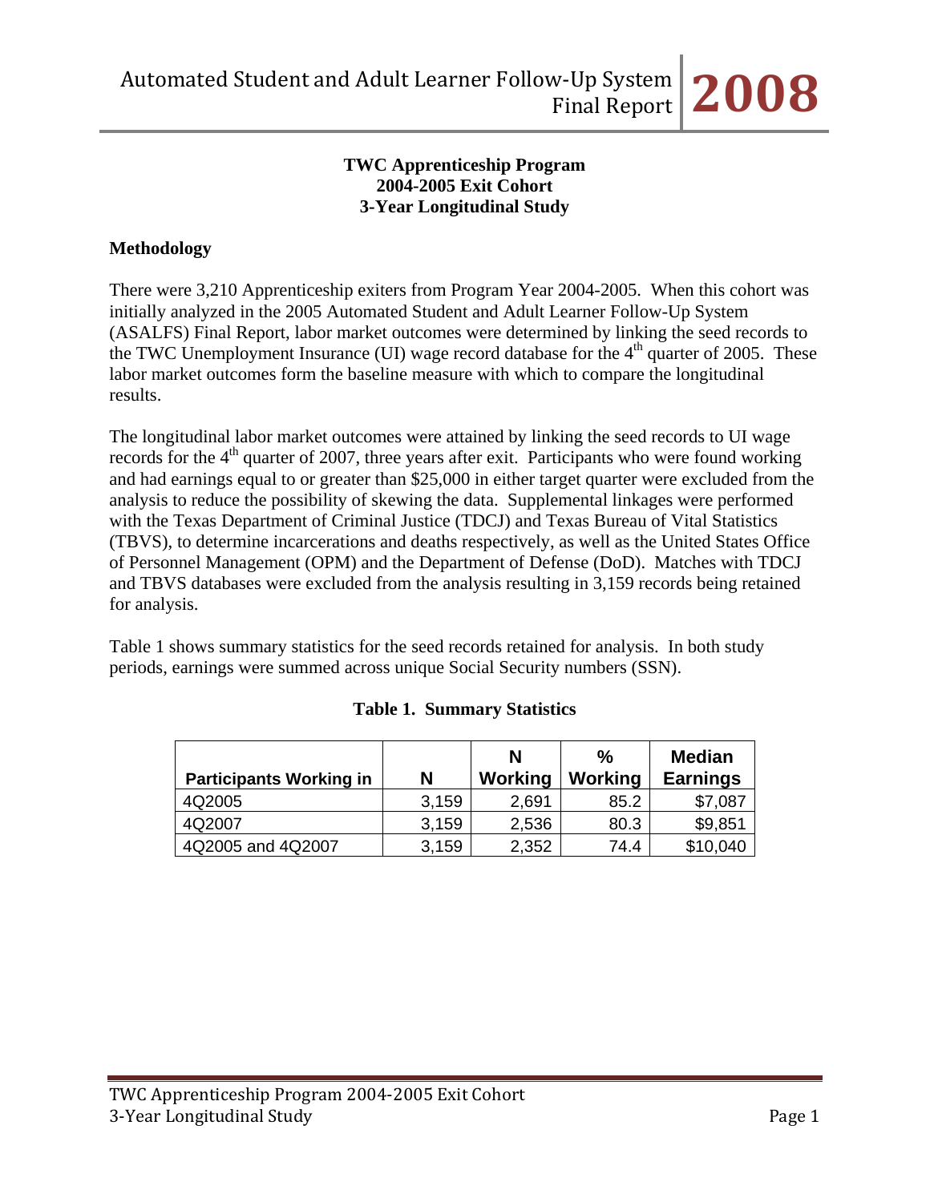**TWC Apprenticeship Program**
**2004-2005 Exit Cohort**
**3-Year Longitudinal Study**

## Methodology

There were 3,210 Apprenticeship exiters from Program Year 2004-2005. When this cohort was initially analyzed in the 2005 Automated Student and Adult Learner Follow-Up System (ASALFS) Final Report, labor market outcomes were determined by linking the seed records to the TWC Unemployment Insurance (UI) wage record database for the 4th quarter of 2005. These labor market outcomes form the baseline measure with which to compare the longitudinal results.

The longitudinal labor market outcomes were attained by linking the seed records to UI wage records for the 4th quarter of 2007, three years after exit. Participants who were found working and had earnings equal to or greater than $25,000 in either target quarter were excluded from the analysis to reduce the possibility of skewing the data. Supplemental linkages were performed with the Texas Department of Criminal Justice (TDCJ) and Texas Bureau of Vital Statistics (TBVS), to determine incarcerations and deaths respectively, as well as the United States Office of Personnel Management (OPM) and the Department of Defense (DoD). Matches with TDCJ and TBVS databases were excluded from the analysis resulting in 3,159 records being retained for analysis.

Table 1 shows summary statistics for the seed records retained for analysis. In both study periods, earnings were summed across unique Social Security numbers (SSN).

**Table 1. Summary Statistics**

| Participants Working in | N | N Working | % Working | Median Earnings |
|---|---|---|---|---|
| 4Q2005 | 3,159 | 2,691 | 85.2 | $7,087 |
| 4Q2007 | 3,159 | 2,536 | 80.3 | $9,851 |
| 4Q2005 and 4Q2007 | 3,159 | 2,352 | 74.4 | $10,040 |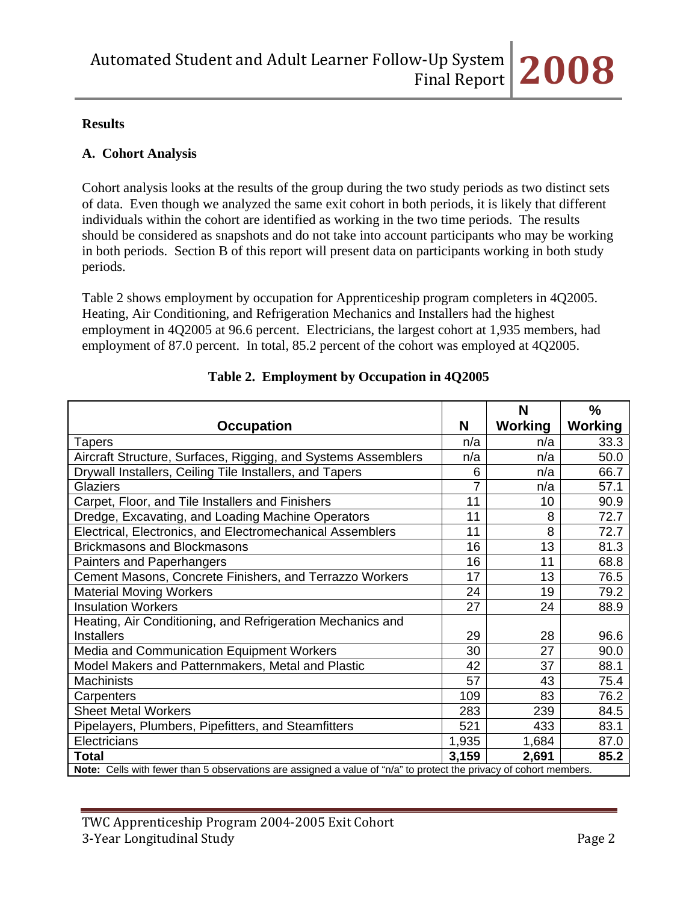## Results

### A. Cohort Analysis

Cohort analysis looks at the results of the group during the two study periods as two distinct sets of data. Even though we analyzed the same exit cohort in both periods, it is likely that different individuals within the cohort are identified as working in the two time periods. The results should be considered as snapshots and do not take into account participants who may be working in both periods. Section B of this report will present data on participants working in both study periods.

Table 2 shows employment by occupation for Apprenticeship program completers in 4Q2005. Heating, Air Conditioning, and Refrigeration Mechanics and Installers had the highest employment in 4Q2005 at 96.6 percent. Electricians, the largest cohort at 1,935 members, had employment of 87.0 percent. In total, 85.2 percent of the cohort was employed at 4Q2005.

**Table 2. Employment by Occupation in 4Q2005**

| Occupation | N | N Working | % Working |
|---|---|---|---|
| Tapers | n/a | n/a | 33.3 |
| Aircraft Structure, Surfaces, Rigging, and Systems Assemblers | n/a | n/a | 50.0 |
| Drywall Installers, Ceiling Tile Installers, and Tapers | 6 | n/a | 66.7 |
| Glaziers | 7 | n/a | 57.1 |
| Carpet, Floor, and Tile Installers and Finishers | 11 | 10 | 90.9 |
| Dredge, Excavating, and Loading Machine Operators | 11 | 8 | 72.7 |
| Electrical, Electronics, and Electromechanical Assemblers | 11 | 8 | 72.7 |
| Brickmasons and Blockmasons | 16 | 13 | 81.3 |
| Painters and Paperhangers | 16 | 11 | 68.8 |
| Cement Masons, Concrete Finishers, and Terrazzo Workers | 17 | 13 | 76.5 |
| Material Moving Workers | 24 | 19 | 79.2 |
| Insulation Workers | 27 | 24 | 88.9 |
| Heating, Air Conditioning, and Refrigeration Mechanics and Installers | 29 | 28 | 96.6 |
| Media and Communication Equipment Workers | 30 | 27 | 90.0 |
| Model Makers and Patternmakers, Metal and Plastic | 42 | 37 | 88.1 |
| Machinists | 57 | 43 | 75.4 |
| Carpenters | 109 | 83 | 76.2 |
| Sheet Metal Workers | 283 | 239 | 84.5 |
| Pipelayers, Plumbers, Pipefitters, and Steamfitters | 521 | 433 | 83.1 |
| Electricians | 1,935 | 1,684 | 87.0 |
| **Total** | **3,159** | **2,691** | **85.2** |

**Note:** Cells with fewer than 5 observations are assigned a value of "n/a" to protect the privacy of cohort members.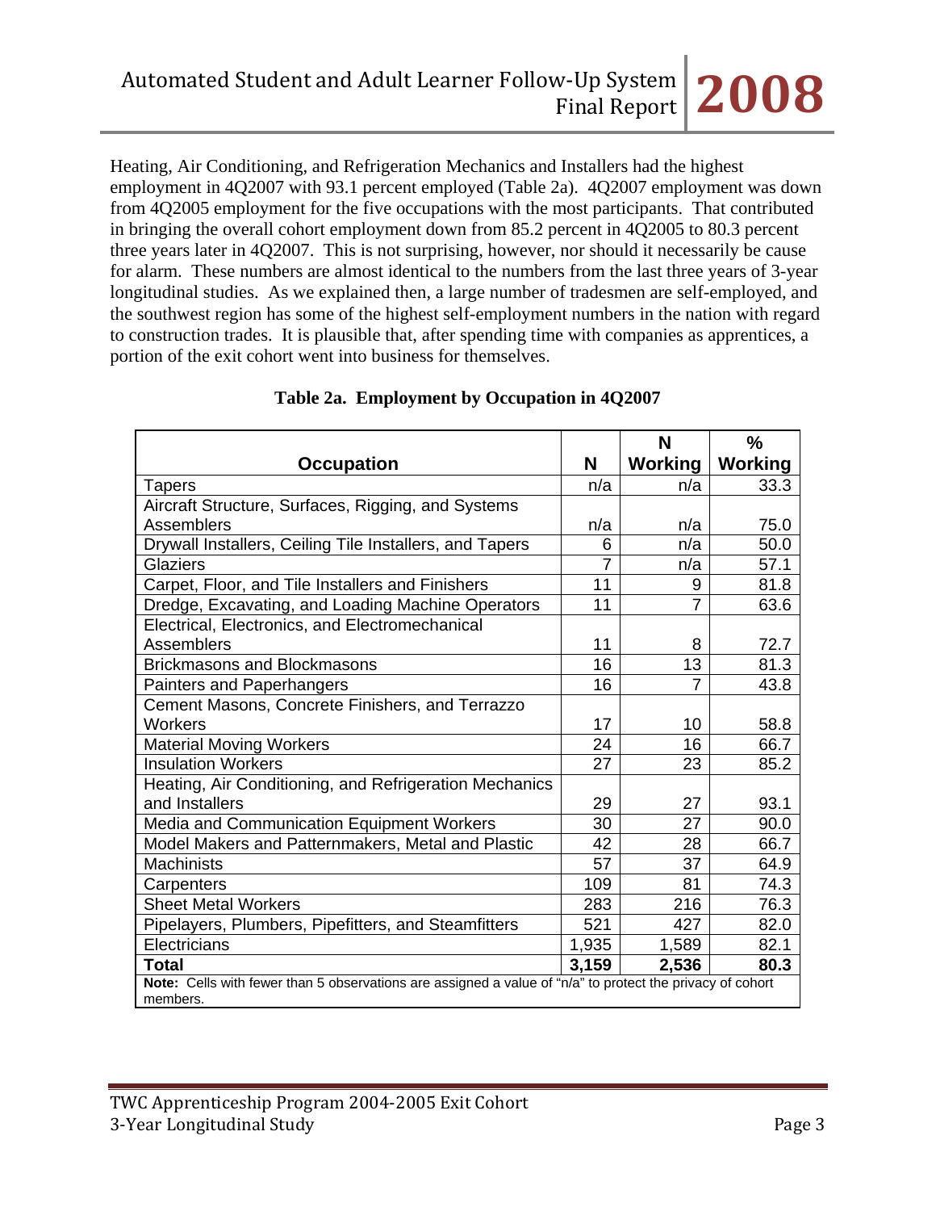Heating, Air Conditioning, and Refrigeration Mechanics and Installers had the highest employment in 4Q2007 with 93.1 percent employed (Table 2a). 4Q2007 employment was down from 4Q2005 employment for the five occupations with the most participants. That contributed in bringing the overall cohort employment down from 85.2 percent in 4Q2005 to 80.3 percent three years later in 4Q2007. This is not surprising, however, nor should it necessarily be cause for alarm. These numbers are almost identical to the numbers from the last three years of 3-year longitudinal studies. As we explained then, a large number of tradesmen are self-employed, and the southwest region has some of the highest self-employment numbers in the nation with regard to construction trades. It is plausible that, after spending time with companies as apprentices, a portion of the exit cohort went into business for themselves.

**Table 2a. Employment by Occupation in 4Q2007**

| Occupation | N | N Working | % Working |
|---|---|---|---|
| Tapers | n/a | n/a | 33.3 |
| Aircraft Structure, Surfaces, Rigging, and Systems Assemblers | n/a | n/a | 75.0 |
| Drywall Installers, Ceiling Tile Installers, and Tapers | 6 | n/a | 50.0 |
| Glaziers | 7 | n/a | 57.1 |
| Carpet, Floor, and Tile Installers and Finishers | 11 | 9 | 81.8 |
| Dredge, Excavating, and Loading Machine Operators | 11 | 7 | 63.6 |
| Electrical, Electronics, and Electromechanical Assemblers | 11 | 8 | 72.7 |
| Brickmasons and Blockmasons | 16 | 13 | 81.3 |
| Painters and Paperhangers | 16 | 7 | 43.8 |
| Cement Masons, Concrete Finishers, and Terrazzo Workers | 17 | 10 | 58.8 |
| Material Moving Workers | 24 | 16 | 66.7 |
| Insulation Workers | 27 | 23 | 85.2 |
| Heating, Air Conditioning, and Refrigeration Mechanics and Installers | 29 | 27 | 93.1 |
| Media and Communication Equipment Workers | 30 | 27 | 90.0 |
| Model Makers and Patternmakers, Metal and Plastic | 42 | 28 | 66.7 |
| Machinists | 57 | 37 | 64.9 |
| Carpenters | 109 | 81 | 74.3 |
| Sheet Metal Workers | 283 | 216 | 76.3 |
| Pipelayers, Plumbers, Pipefitters, and Steamfitters | 521 | 427 | 82.0 |
| Electricians | 1,935 | 1,589 | 82.1 |
| **Total** | **3,159** | **2,536** | **80.3** |

**Note:** Cells with fewer than 5 observations are assigned a value of "n/a" to protect the privacy of cohort members.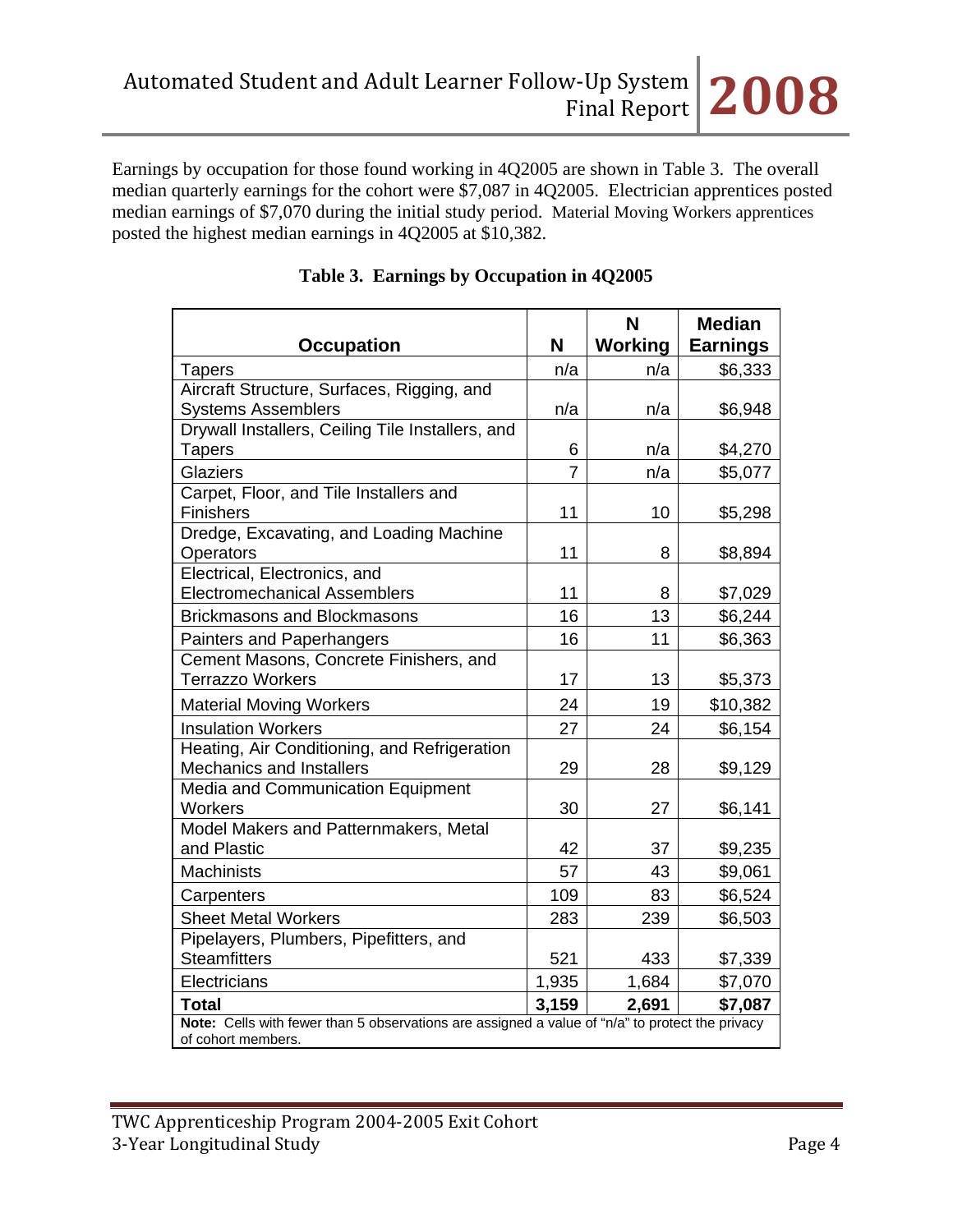Earnings by occupation for those found working in 4Q2005 are shown in Table 3. The overall median quarterly earnings for the cohort were $7,087 in 4Q2005. Electrician apprentices posted median earnings of $7,070 during the initial study period. Material Moving Workers apprentices posted the highest median earnings in 4Q2005 at $10,382.

**Table 3. Earnings by Occupation in 4Q2005**

| Occupation | N | N Working | Median Earnings |
|---|---|---|---|
| Tapers | n/a | n/a | $6,333 |
| Aircraft Structure, Surfaces, Rigging, and Systems Assemblers | n/a | n/a | $6,948 |
| Drywall Installers, Ceiling Tile Installers, and Tapers | 6 | n/a | $4,270 |
| Glaziers | 7 | n/a | $5,077 |
| Carpet, Floor, and Tile Installers and Finishers | 11 | 10 | $5,298 |
| Dredge, Excavating, and Loading Machine Operators | 11 | 8 | $8,894 |
| Electrical, Electronics, and Electromechanical Assemblers | 11 | 8 | $7,029 |
| Brickmasons and Blockmasons | 16 | 13 | $6,244 |
| Painters and Paperhangers | 16 | 11 | $6,363 |
| Cement Masons, Concrete Finishers, and Terrazzo Workers | 17 | 13 | $5,373 |
| Material Moving Workers | 24 | 19 | $10,382 |
| Insulation Workers | 27 | 24 | $6,154 |
| Heating, Air Conditioning, and Refrigeration Mechanics and Installers | 29 | 28 | $9,129 |
| Media and Communication Equipment Workers | 30 | 27 | $6,141 |
| Model Makers and Patternmakers, Metal and Plastic | 42 | 37 | $9,235 |
| Machinists | 57 | 43 | $9,061 |
| Carpenters | 109 | 83 | $6,524 |
| Sheet Metal Workers | 283 | 239 | $6,503 |
| Pipelayers, Plumbers, Pipefitters, and Steamfitters | 521 | 433 | $7,339 |
| Electricians | 1,935 | 1,684 | $7,070 |
| **Total** | **3,159** | **2,691** | **$7,087** |

**Note:** Cells with fewer than 5 observations are assigned a value of "n/a" to protect the privacy of cohort members.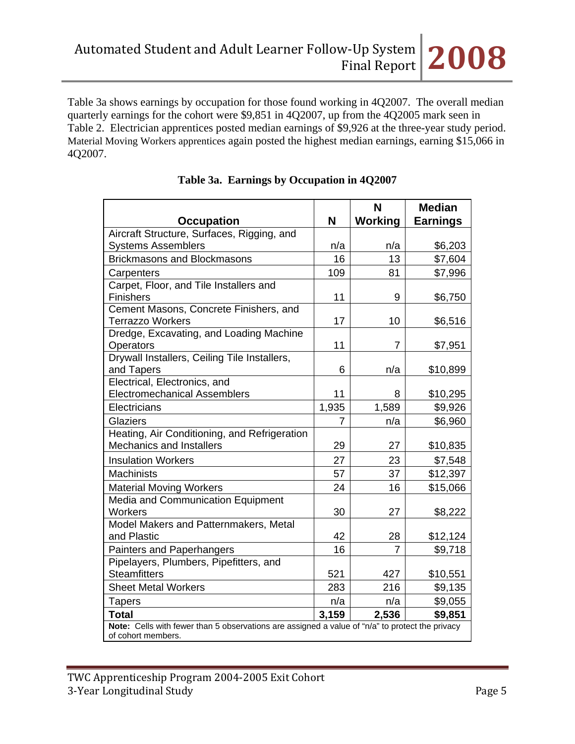Table 3a shows earnings by occupation for those found working in 4Q2007. The overall median quarterly earnings for the cohort were $9,851 in 4Q2007, up from the 4Q2005 mark seen in Table 2. Electrician apprentices posted median earnings of $9,926 at the three-year study period. Material Moving Workers apprentices again posted the highest median earnings, earning $15,066 in 4Q2007.

**Table 3a. Earnings by Occupation in 4Q2007**

| Occupation | N | N Working | Median Earnings |
|---|---|---|---|
| Aircraft Structure, Surfaces, Rigging, and Systems Assemblers | n/a | n/a | $6,203 |
| Brickmasons and Blockmasons | 16 | 13 | $7,604 |
| Carpenters | 109 | 81 | $7,996 |
| Carpet, Floor, and Tile Installers and Finishers | 11 | 9 | $6,750 |
| Cement Masons, Concrete Finishers, and Terrazzo Workers | 17 | 10 | $6,516 |
| Dredge, Excavating, and Loading Machine Operators | 11 | 7 | $7,951 |
| Drywall Installers, Ceiling Tile Installers, and Tapers | 6 | n/a | $10,899 |
| Electrical, Electronics, and Electromechanical Assemblers | 11 | 8 | $10,295 |
| Electricians | 1,935 | 1,589 | $9,926 |
| Glaziers | 7 | n/a | $6,960 |
| Heating, Air Conditioning, and Refrigeration Mechanics and Installers | 29 | 27 | $10,835 |
| Insulation Workers | 27 | 23 | $7,548 |
| Machinists | 57 | 37 | $12,397 |
| Material Moving Workers | 24 | 16 | $15,066 |
| Media and Communication Equipment Workers | 30 | 27 | $8,222 |
| Model Makers and Patternmakers, Metal and Plastic | 42 | 28 | $12,124 |
| Painters and Paperhangers | 16 | 7 | $9,718 |
| Pipelayers, Plumbers, Pipefitters, and Steamfitters | 521 | 427 | $10,551 |
| Sheet Metal Workers | 283 | 216 | $9,135 |
| Tapers | n/a | n/a | $9,055 |
| **Total** | **3,159** | **2,536** | **$9,851** |

**Note:** Cells with fewer than 5 observations are assigned a value of "n/a" to protect the privacy of cohort members.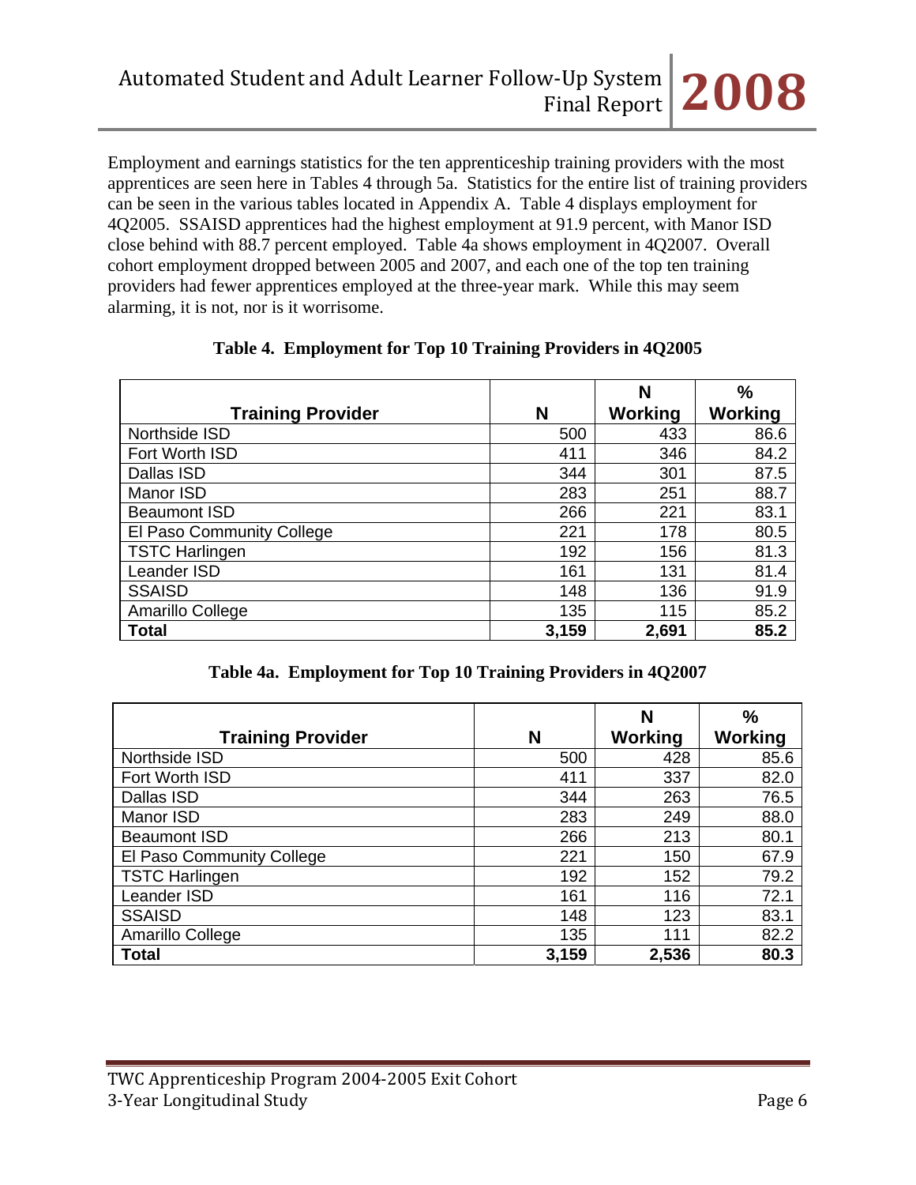Employment and earnings statistics for the ten apprenticeship training providers with the most apprentices are seen here in Tables 4 through 5a. Statistics for the entire list of training providers can be seen in the various tables located in Appendix A. Table 4 displays employment for 4Q2005. SSAISD apprentices had the highest employment at 91.9 percent, with Manor ISD close behind with 88.7 percent employed. Table 4a shows employment in 4Q2007. Overall cohort employment dropped between 2005 and 2007, and each one of the top ten training providers had fewer apprentices employed at the three-year mark. While this may seem alarming, it is not, nor is it worrisome.

**Table 4. Employment for Top 10 Training Providers in 4Q2005**

| Training Provider | N | N Working | % Working |
|---|---|---|---|
| Northside ISD | 500 | 433 | 86.6 |
| Fort Worth ISD | 411 | 346 | 84.2 |
| Dallas ISD | 344 | 301 | 87.5 |
| Manor ISD | 283 | 251 | 88.7 |
| Beaumont ISD | 266 | 221 | 83.1 |
| El Paso Community College | 221 | 178 | 80.5 |
| TSTC Harlingen | 192 | 156 | 81.3 |
| Leander ISD | 161 | 131 | 81.4 |
| SSAISD | 148 | 136 | 91.9 |
| Amarillo College | 135 | 115 | 85.2 |
| **Total** | **3,159** | **2,691** | **85.2** |

**Table 4a. Employment for Top 10 Training Providers in 4Q2007**

| Training Provider | N | N Working | % Working |
|---|---|---|---|
| Northside ISD | 500 | 428 | 85.6 |
| Fort Worth ISD | 411 | 337 | 82.0 |
| Dallas ISD | 344 | 263 | 76.5 |
| Manor ISD | 283 | 249 | 88.0 |
| Beaumont ISD | 266 | 213 | 80.1 |
| El Paso Community College | 221 | 150 | 67.9 |
| TSTC Harlingen | 192 | 152 | 79.2 |
| Leander ISD | 161 | 116 | 72.1 |
| SSAISD | 148 | 123 | 83.1 |
| Amarillo College | 135 | 111 | 82.2 |
| **Total** | **3,159** | **2,536** | **80.3** |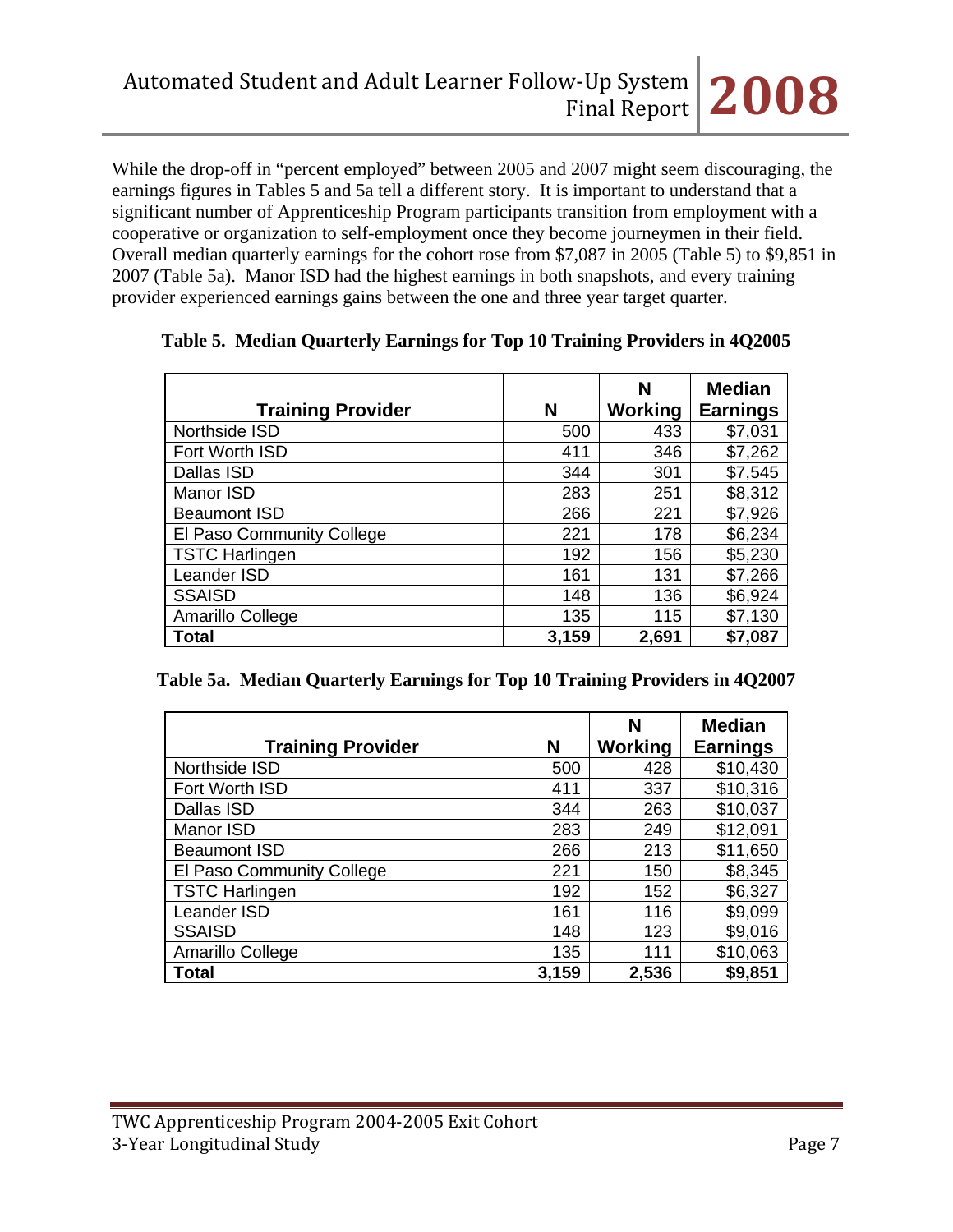While the drop-off in "percent employed" between 2005 and 2007 might seem discouraging, the earnings figures in Tables 5 and 5a tell a different story. It is important to understand that a significant number of Apprenticeship Program participants transition from employment with a cooperative or organization to self-employment once they become journeymen in their field. Overall median quarterly earnings for the cohort rose from $7,087 in 2005 (Table 5) to $9,851 in 2007 (Table 5a). Manor ISD had the highest earnings in both snapshots, and every training provider experienced earnings gains between the one and three year target quarter.

**Table 5. Median Quarterly Earnings for Top 10 Training Providers in 4Q2005**

| Training Provider | N | N Working | Median Earnings |
|---|---|---|---|
| Northside ISD | 500 | 433 | $7,031 |
| Fort Worth ISD | 411 | 346 | $7,262 |
| Dallas ISD | 344 | 301 | $7,545 |
| Manor ISD | 283 | 251 | $8,312 |
| Beaumont ISD | 266 | 221 | $7,926 |
| El Paso Community College | 221 | 178 | $6,234 |
| TSTC Harlingen | 192 | 156 | $5,230 |
| Leander ISD | 161 | 131 | $7,266 |
| SSAISD | 148 | 136 | $6,924 |
| Amarillo College | 135 | 115 | $7,130 |
| **Total** | **3,159** | **2,691** | **$7,087** |

**Table 5a. Median Quarterly Earnings for Top 10 Training Providers in 4Q2007**

| Training Provider | N | N Working | Median Earnings |
|---|---|---|---|
| Northside ISD | 500 | 428 | $10,430 |
| Fort Worth ISD | 411 | 337 | $10,316 |
| Dallas ISD | 344 | 263 | $10,037 |
| Manor ISD | 283 | 249 | $12,091 |
| Beaumont ISD | 266 | 213 | $11,650 |
| El Paso Community College | 221 | 150 | $8,345 |
| TSTC Harlingen | 192 | 152 | $6,327 |
| Leander ISD | 161 | 116 | $9,099 |
| SSAISD | 148 | 123 | $9,016 |
| Amarillo College | 135 | 111 | $10,063 |
| **Total** | **3,159** | **2,536** | **$9,851** |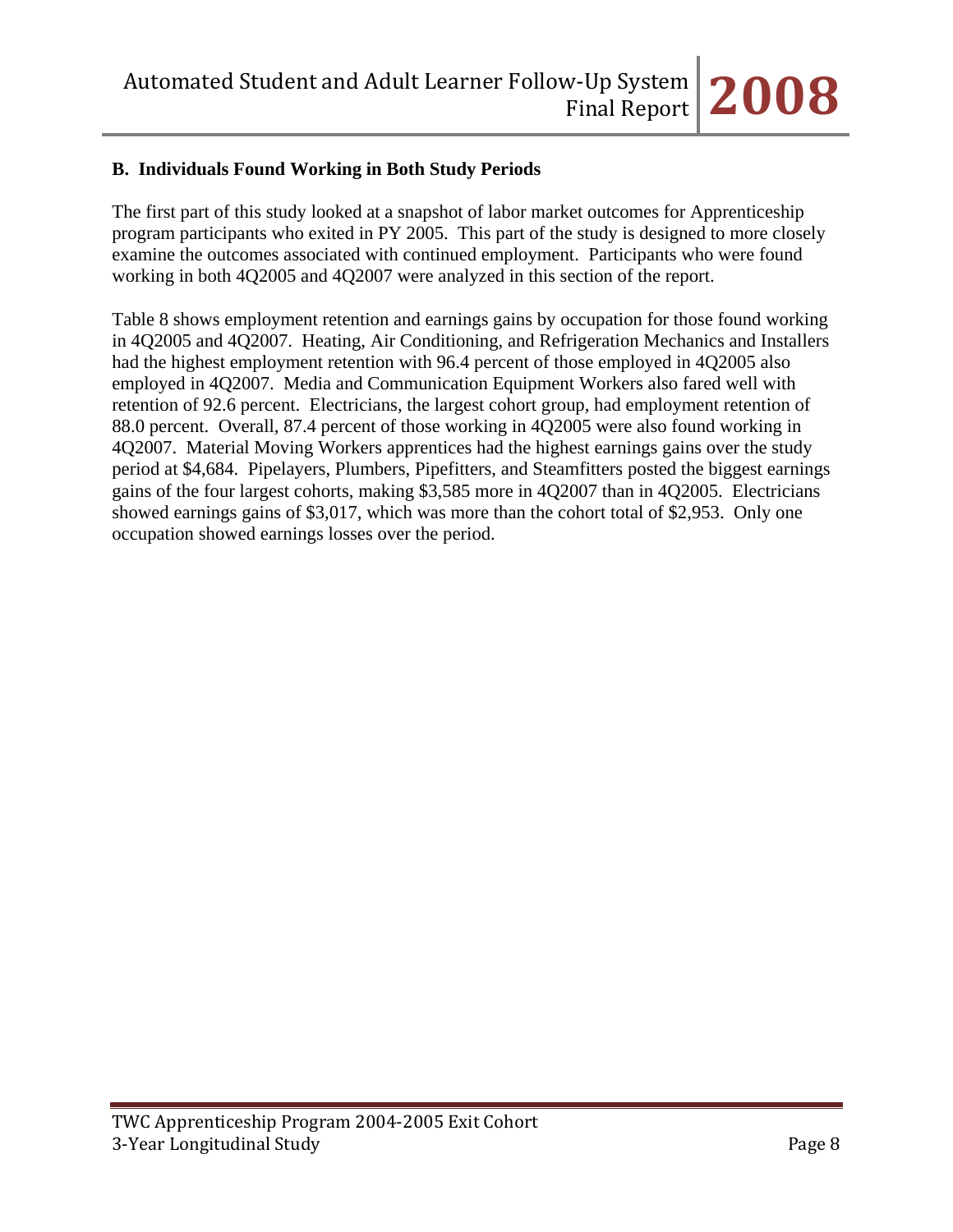### B. Individuals Found Working in Both Study Periods

The first part of this study looked at a snapshot of labor market outcomes for Apprenticeship program participants who exited in PY 2005. This part of the study is designed to more closely examine the outcomes associated with continued employment. Participants who were found working in both 4Q2005 and 4Q2007 were analyzed in this section of the report.

Table 8 shows employment retention and earnings gains by occupation for those found working in 4Q2005 and 4Q2007. Heating, Air Conditioning, and Refrigeration Mechanics and Installers had the highest employment retention with 96.4 percent of those employed in 4Q2005 also employed in 4Q2007. Media and Communication Equipment Workers also fared well with retention of 92.6 percent. Electricians, the largest cohort group, had employment retention of 88.0 percent. Overall, 87.4 percent of those working in 4Q2005 were also found working in 4Q2007. Material Moving Workers apprentices had the highest earnings gains over the study period at $4,684. Pipelayers, Plumbers, Pipefitters, and Steamfitters posted the biggest earnings gains of the four largest cohorts, making $3,585 more in 4Q2007 than in 4Q2005. Electricians showed earnings gains of $3,017, which was more than the cohort total of $2,953. Only one occupation showed earnings losses over the period.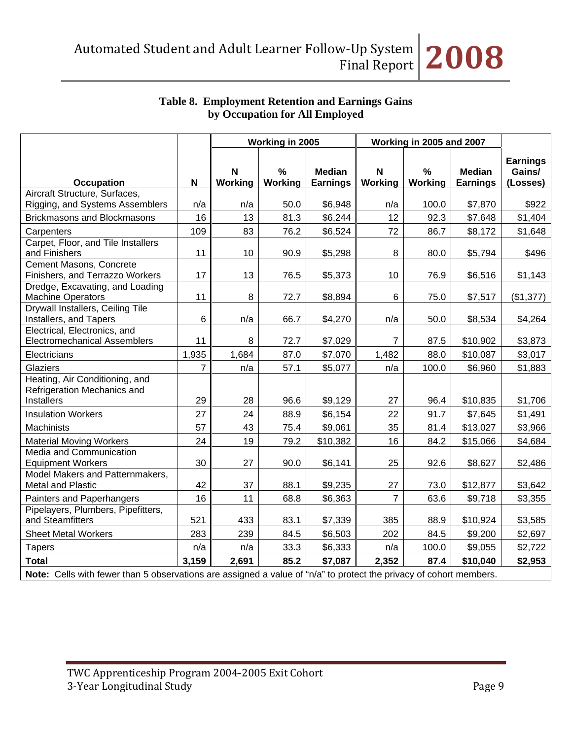**Table 8. Employment Retention and Earnings Gains by Occupation for All Employed**

| Occupation | N | Working in 2005 | | | Working in 2005 and 2007 | | | Earnings Gains/ (Losses) |
|---|---|---|---|---|---|---|---|---|
| | | N Working | % Working | Median Earnings | N Working | % Working | Median Earnings | |
| Aircraft Structure, Surfaces, Rigging, and Systems Assemblers | n/a | n/a | 50.0 | $6,948 | n/a | 100.0 | $7,870 | $922 |
| Brickmasons and Blockmasons | 16 | 13 | 81.3 | $6,244 | 12 | 92.3 | $7,648 | $1,404 |
| Carpenters | 109 | 83 | 76.2 | $6,524 | 72 | 86.7 | $8,172 | $1,648 |
| Carpet, Floor, and Tile Installers and Finishers | 11 | 10 | 90.9 | $5,298 | 8 | 80.0 | $5,794 | $496 |
| Cement Masons, Concrete Finishers, and Terrazzo Workers | 17 | 13 | 76.5 | $5,373 | 10 | 76.9 | $6,516 | $1,143 |
| Dredge, Excavating, and Loading Machine Operators | 11 | 8 | 72.7 | $8,894 | 6 | 75.0 | $7,517 | ($1,377) |
| Drywall Installers, Ceiling Tile Installers, and Tapers | 6 | n/a | 66.7 | $4,270 | n/a | 50.0 | $8,534 | $4,264 |
| Electrical, Electronics, and Electromechanical Assemblers | 11 | 8 | 72.7 | $7,029 | 7 | 87.5 | $10,902 | $3,873 |
| Electricians | 1,935 | 1,684 | 87.0 | $7,070 | 1,482 | 88.0 | $10,087 | $3,017 |
| Glaziers | 7 | n/a | 57.1 | $5,077 | n/a | 100.0 | $6,960 | $1,883 |
| Heating, Air Conditioning, and Refrigeration Mechanics and Installers | 29 | 28 | 96.6 | $9,129 | 27 | 96.4 | $10,835 | $1,706 |
| Insulation Workers | 27 | 24 | 88.9 | $6,154 | 22 | 91.7 | $7,645 | $1,491 |
| Machinists | 57 | 43 | 75.4 | $9,061 | 35 | 81.4 | $13,027 | $3,966 |
| Material Moving Workers | 24 | 19 | 79.2 | $10,382 | 16 | 84.2 | $15,066 | $4,684 |
| Media and Communication Equipment Workers | 30 | 27 | 90.0 | $6,141 | 25 | 92.6 | $8,627 | $2,486 |
| Model Makers and Patternmakers, Metal and Plastic | 42 | 37 | 88.1 | $9,235 | 27 | 73.0 | $12,877 | $3,642 |
| Painters and Paperhangers | 16 | 11 | 68.8 | $6,363 | 7 | 63.6 | $9,718 | $3,355 |
| Pipelayers, Plumbers, Pipefitters, and Steamfitters | 521 | 433 | 83.1 | $7,339 | 385 | 88.9 | $10,924 | $3,585 |
| Sheet Metal Workers | 283 | 239 | 84.5 | $6,503 | 202 | 84.5 | $9,200 | $2,697 |
| Tapers | n/a | n/a | 33.3 | $6,333 | n/a | 100.0 | $9,055 | $2,722 |
| **Total** | **3,159** | **2,691** | **85.2** | **$7,087** | **2,352** | **87.4** | **$10,040** | **$2,953** |

**Note:** Cells with fewer than 5 observations are assigned a value of "n/a" to protect the privacy of cohort members.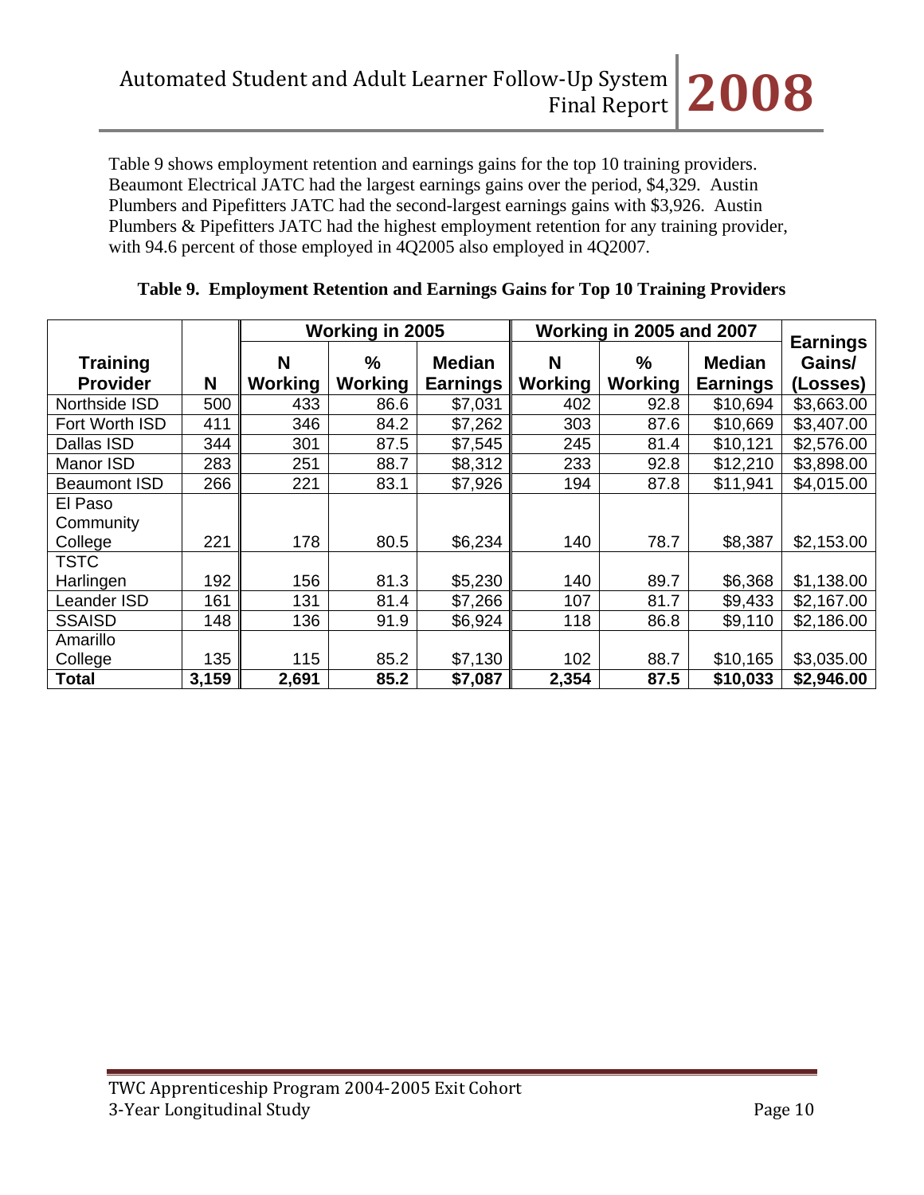Table 9 shows employment retention and earnings gains for the top 10 training providers. Beaumont Electrical JATC had the largest earnings gains over the period, $4,329. Austin Plumbers and Pipefitters JATC had the second-largest earnings gains with $3,926. Austin Plumbers & Pipefitters JATC had the highest employment retention for any training provider, with 94.6 percent of those employed in 4Q2005 also employed in 4Q2007.

**Table 9. Employment Retention and Earnings Gains for Top 10 Training Providers**

| | | Working in 2005 | | | Working in 2005 and 2007 | | | |
|---|---|---|---|---|---|---|---|---|
| **Training Provider** | **N** | **N Working** | **% Working** | **Median Earnings** | **N Working** | **% Working** | **Median Earnings** | **Earnings Gains/ (Losses)** |
| Northside ISD | 500 | 433 | 86.6 | $7,031 | 402 | 92.8 | $10,694 | $3,663.00 |
| Fort Worth ISD | 411 | 346 | 84.2 | $7,262 | 303 | 87.6 | $10,669 | $3,407.00 |
| Dallas ISD | 344 | 301 | 87.5 | $7,545 | 245 | 81.4 | $10,121 | $2,576.00 |
| Manor ISD | 283 | 251 | 88.7 | $8,312 | 233 | 92.8 | $12,210 | $3,898.00 |
| Beaumont ISD | 266 | 221 | 83.1 | $7,926 | 194 | 87.8 | $11,941 | $4,015.00 |
| El Paso Community College | 221 | 178 | 80.5 | $6,234 | 140 | 78.7 | $8,387 | $2,153.00 |
| TSTC Harlingen | 192 | 156 | 81.3 | $5,230 | 140 | 89.7 | $6,368 | $1,138.00 |
| Leander ISD | 161 | 131 | 81.4 | $7,266 | 107 | 81.7 | $9,433 | $2,167.00 |
| SSAISD | 148 | 136 | 91.9 | $6,924 | 118 | 86.8 | $9,110 | $2,186.00 |
| Amarillo College | 135 | 115 | 85.2 | $7,130 | 102 | 88.7 | $10,165 | $3,035.00 |
| **Total** | **3,159** | **2,691** | **85.2** | **$7,087** | **2,354** | **87.5** | **$10,033** | **$2,946.00** |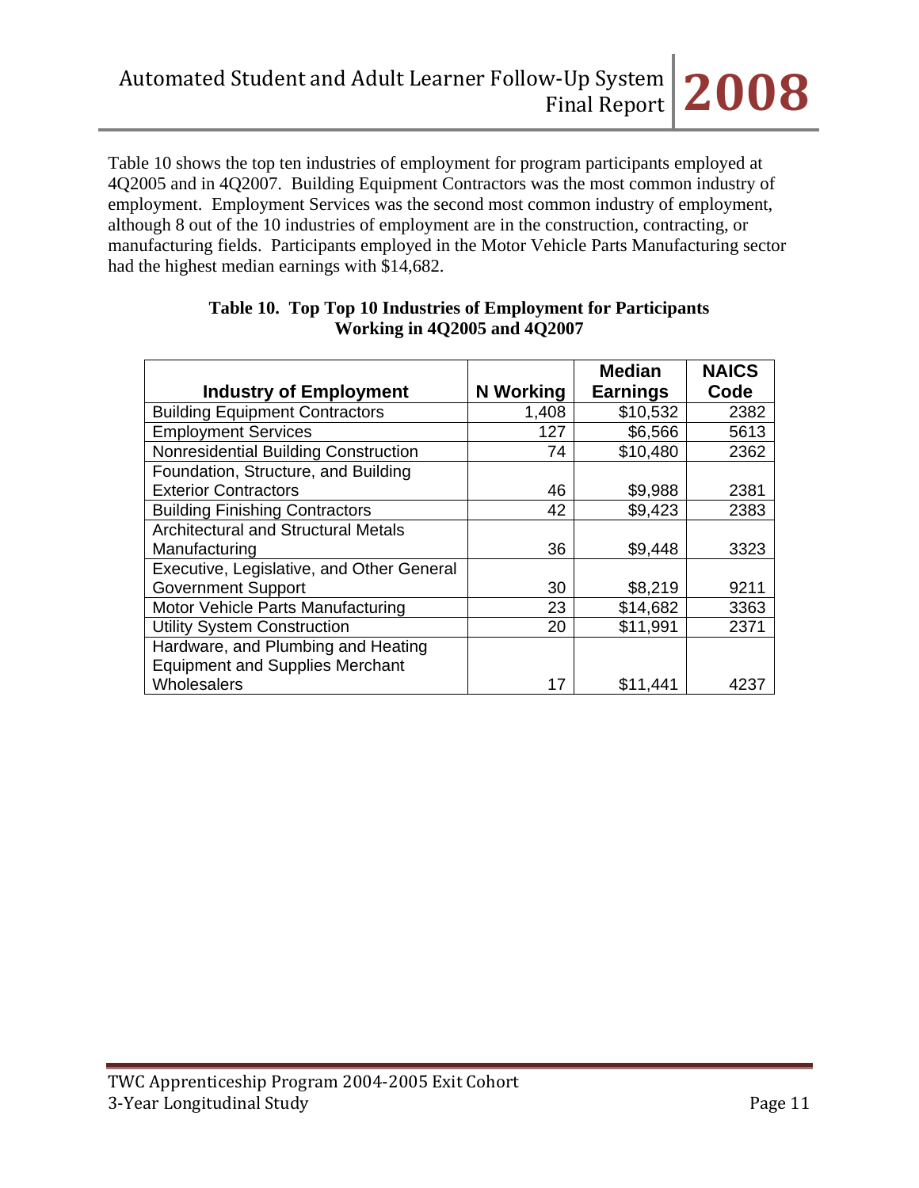Table 10 shows the top ten industries of employment for program participants employed at 4Q2005 and in 4Q2007. Building Equipment Contractors was the most common industry of employment. Employment Services was the second most common industry of employment, although 8 out of the 10 industries of employment are in the construction, contracting, or manufacturing fields. Participants employed in the Motor Vehicle Parts Manufacturing sector had the highest median earnings with $14,682.

**Table 10. Top Top 10 Industries of Employment for Participants Working in 4Q2005 and 4Q2007**

| Industry of Employment | N Working | Median Earnings | NAICS Code |
|---|---|---|---|
| Building Equipment Contractors | 1,408 | $10,532 | 2382 |
| Employment Services | 127 | $6,566 | 5613 |
| Nonresidential Building Construction | 74 | $10,480 | 2362 |
| Foundation, Structure, and Building Exterior Contractors | 46 | $9,988 | 2381 |
| Building Finishing Contractors | 42 | $9,423 | 2383 |
| Architectural and Structural Metals Manufacturing | 36 | $9,448 | 3323 |
| Executive, Legislative, and Other General Government Support | 30 | $8,219 | 9211 |
| Motor Vehicle Parts Manufacturing | 23 | $14,682 | 3363 |
| Utility System Construction | 20 | $11,991 | 2371 |
| Hardware, and Plumbing and Heating Equipment and Supplies Merchant Wholesalers | 17 | $11,441 | 4237 |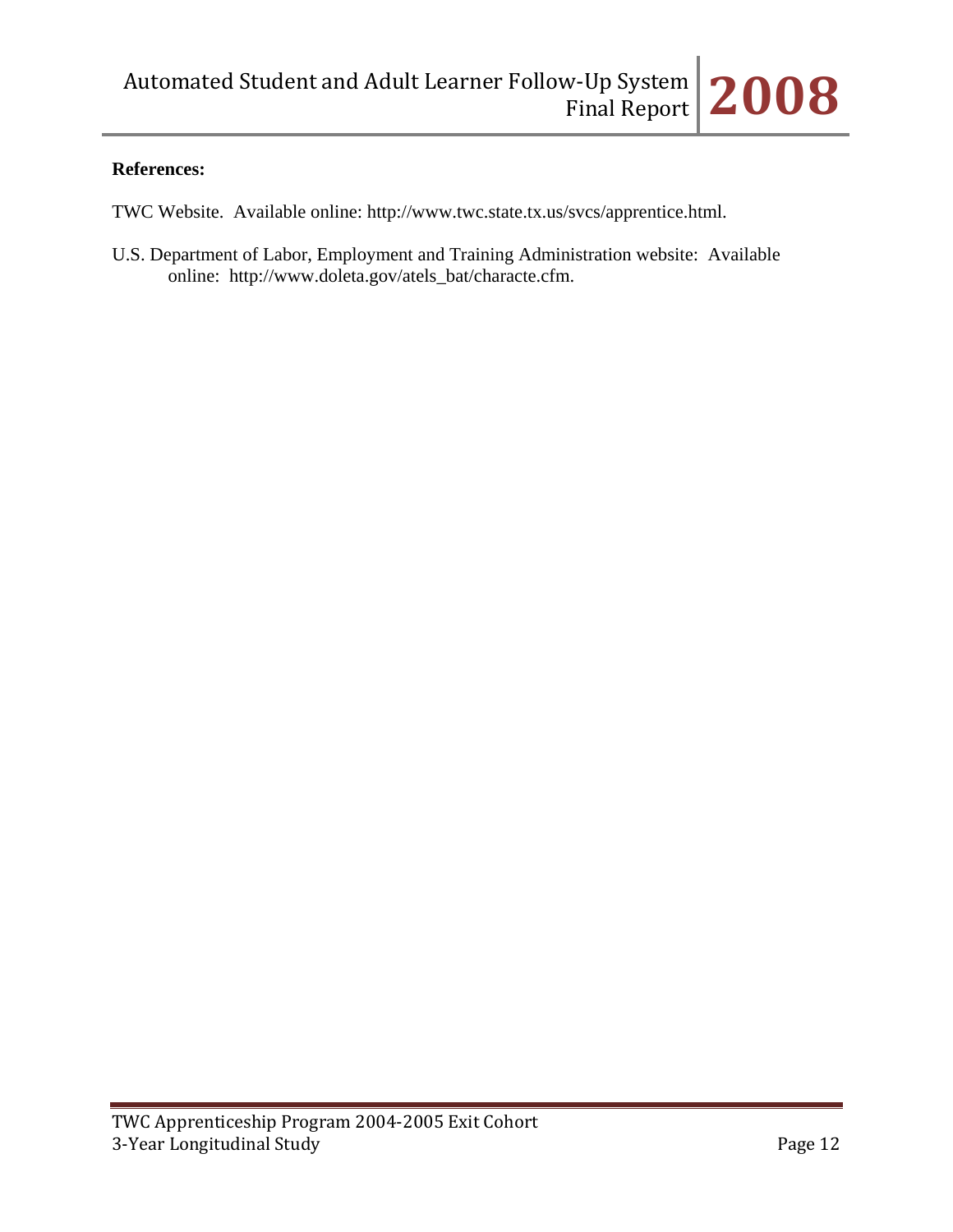**References:**

TWC Website. Available online: http://www.twc.state.tx.us/svcs/apprentice.html.

U.S. Department of Labor, Employment and Training Administration website: Available online: http://www.doleta.gov/atels_bat/characte.cfm.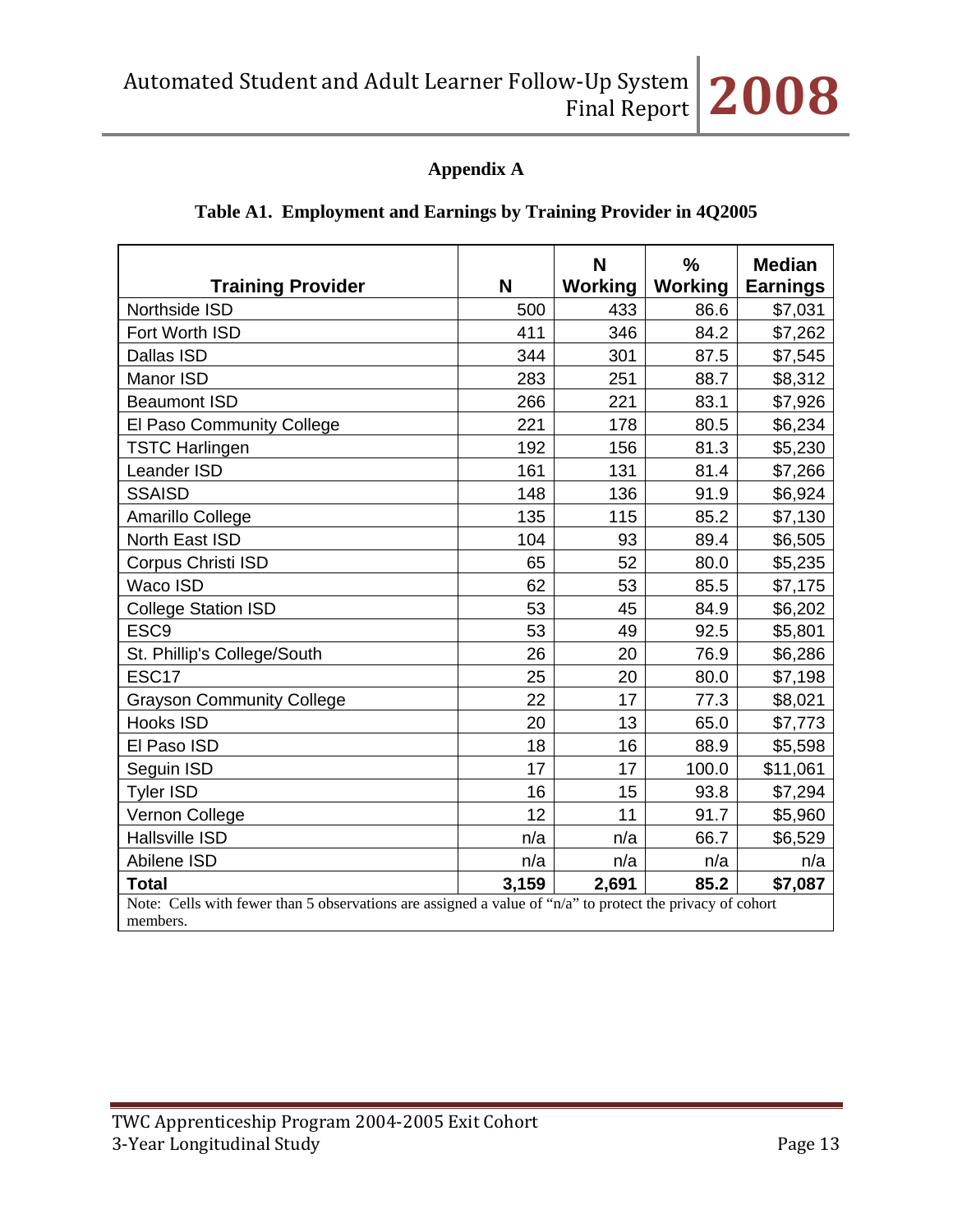## Appendix A

### Table A1. Employment and Earnings by Training Provider in 4Q2005

| Training Provider | N | N Working | % Working | Median Earnings |
|---|---|---|---|---|
| Northside ISD | 500 | 433 | 86.6 | $7,031 |
| Fort Worth ISD | 411 | 346 | 84.2 | $7,262 |
| Dallas ISD | 344 | 301 | 87.5 | $7,545 |
| Manor ISD | 283 | 251 | 88.7 | $8,312 |
| Beaumont ISD | 266 | 221 | 83.1 | $7,926 |
| El Paso Community College | 221 | 178 | 80.5 | $6,234 |
| TSTC Harlingen | 192 | 156 | 81.3 | $5,230 |
| Leander ISD | 161 | 131 | 81.4 | $7,266 |
| SSAISD | 148 | 136 | 91.9 | $6,924 |
| Amarillo College | 135 | 115 | 85.2 | $7,130 |
| North East ISD | 104 | 93 | 89.4 | $6,505 |
| Corpus Christi ISD | 65 | 52 | 80.0 | $5,235 |
| Waco ISD | 62 | 53 | 85.5 | $7,175 |
| College Station ISD | 53 | 45 | 84.9 | $6,202 |
| ESC9 | 53 | 49 | 92.5 | $5,801 |
| St. Phillip's College/South | 26 | 20 | 76.9 | $6,286 |
| ESC17 | 25 | 20 | 80.0 | $7,198 |
| Grayson Community College | 22 | 17 | 77.3 | $8,021 |
| Hooks ISD | 20 | 13 | 65.0 | $7,773 |
| El Paso ISD | 18 | 16 | 88.9 | $5,598 |
| Seguin ISD | 17 | 17 | 100.0 | $11,061 |
| Tyler ISD | 16 | 15 | 93.8 | $7,294 |
| Vernon College | 12 | 11 | 91.7 | $5,960 |
| Hallsville ISD | n/a | n/a | 66.7 | $6,529 |
| Abilene ISD | n/a | n/a | n/a | n/a |
| **Total** | **3,159** | **2,691** | **85.2** | **$7,087** |

Note: Cells with fewer than 5 observations are assigned a value of "n/a" to protect the privacy of cohort members.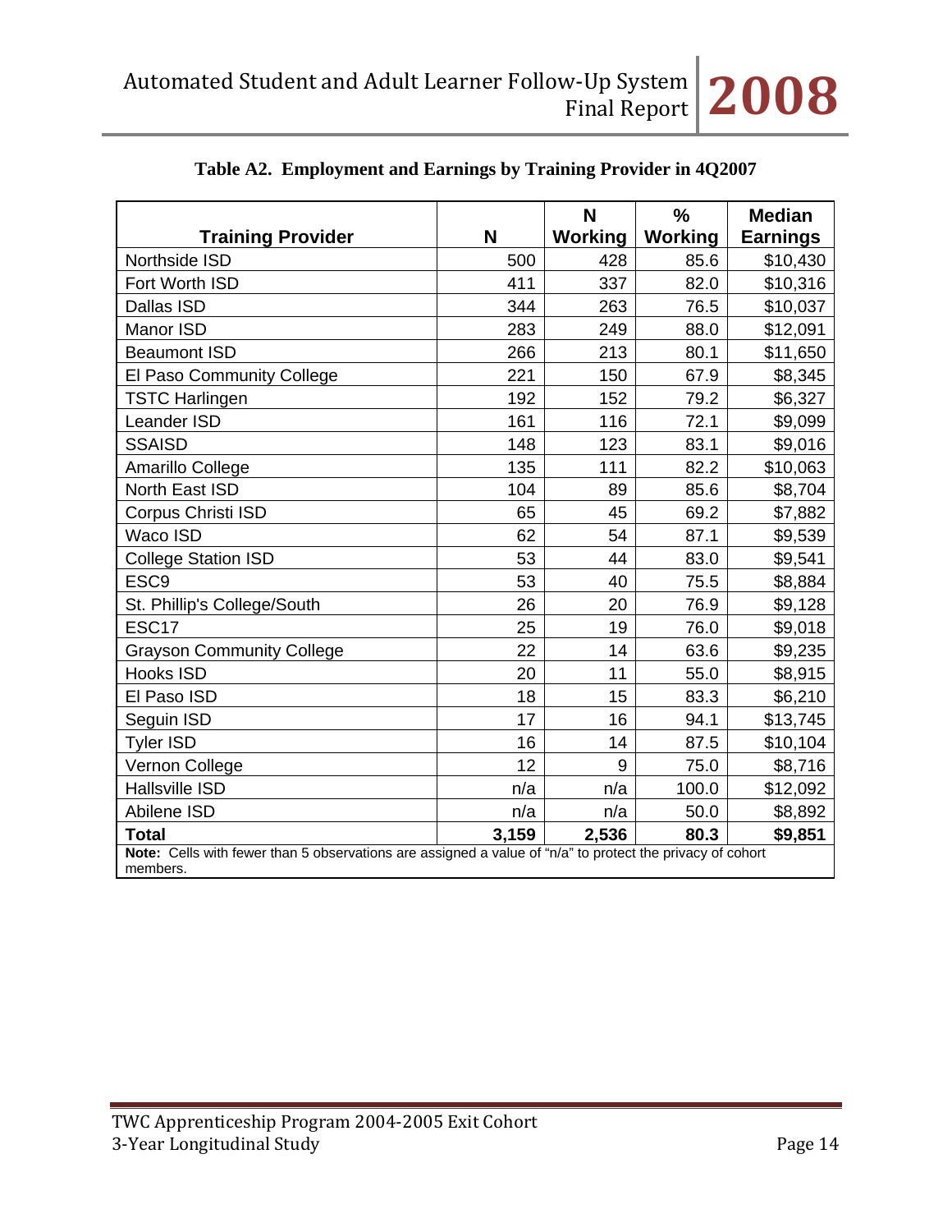**Table A2. Employment and Earnings by Training Provider in 4Q2007**

| Training Provider | N | N Working | % Working | Median Earnings |
|---|---|---|---|---|
| Northside ISD | 500 | 428 | 85.6 | $10,430 |
| Fort Worth ISD | 411 | 337 | 82.0 | $10,316 |
| Dallas ISD | 344 | 263 | 76.5 | $10,037 |
| Manor ISD | 283 | 249 | 88.0 | $12,091 |
| Beaumont ISD | 266 | 213 | 80.1 | $11,650 |
| El Paso Community College | 221 | 150 | 67.9 | $8,345 |
| TSTC Harlingen | 192 | 152 | 79.2 | $6,327 |
| Leander ISD | 161 | 116 | 72.1 | $9,099 |
| SSAISD | 148 | 123 | 83.1 | $9,016 |
| Amarillo College | 135 | 111 | 82.2 | $10,063 |
| North East ISD | 104 | 89 | 85.6 | $8,704 |
| Corpus Christi ISD | 65 | 45 | 69.2 | $7,882 |
| Waco ISD | 62 | 54 | 87.1 | $9,539 |
| College Station ISD | 53 | 44 | 83.0 | $9,541 |
| ESC9 | 53 | 40 | 75.5 | $8,884 |
| St. Phillip's College/South | 26 | 20 | 76.9 | $9,128 |
| ESC17 | 25 | 19 | 76.0 | $9,018 |
| Grayson Community College | 22 | 14 | 63.6 | $9,235 |
| Hooks ISD | 20 | 11 | 55.0 | $8,915 |
| El Paso ISD | 18 | 15 | 83.3 | $6,210 |
| Seguin ISD | 17 | 16 | 94.1 | $13,745 |
| Tyler ISD | 16 | 14 | 87.5 | $10,104 |
| Vernon College | 12 | 9 | 75.0 | $8,716 |
| Hallsville ISD | n/a | n/a | 100.0 | $12,092 |
| Abilene ISD | n/a | n/a | 50.0 | $8,892 |
| **Total** | **3,159** | **2,536** | **80.3** | **$9,851** |

**Note:** Cells with fewer than 5 observations are assigned a value of "n/a" to protect the privacy of cohort members.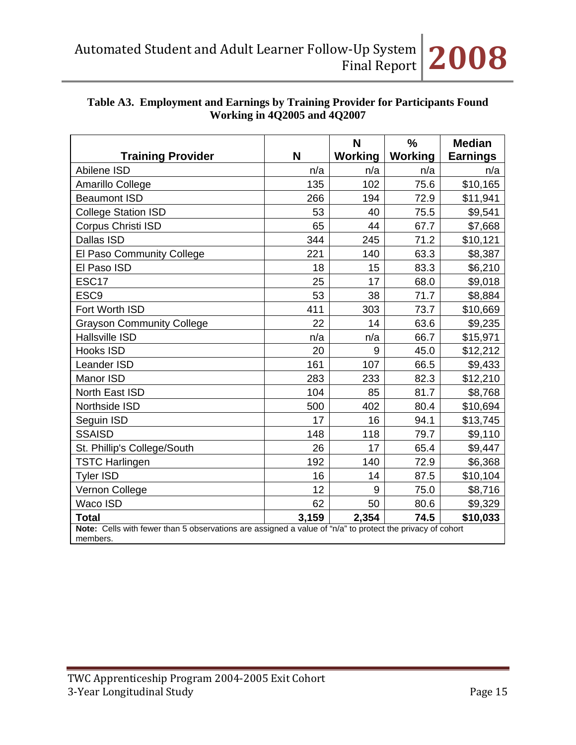**Table A3. Employment and Earnings by Training Provider for Participants Found Working in 4Q2005 and 4Q2007**

| Training Provider | N | N Working | % Working | Median Earnings |
|---|---|---|---|---|
| Abilene ISD | n/a | n/a | n/a | n/a |
| Amarillo College | 135 | 102 | 75.6 | $10,165 |
| Beaumont ISD | 266 | 194 | 72.9 | $11,941 |
| College Station ISD | 53 | 40 | 75.5 | $9,541 |
| Corpus Christi ISD | 65 | 44 | 67.7 | $7,668 |
| Dallas ISD | 344 | 245 | 71.2 | $10,121 |
| El Paso Community College | 221 | 140 | 63.3 | $8,387 |
| El Paso ISD | 18 | 15 | 83.3 | $6,210 |
| ESC17 | 25 | 17 | 68.0 | $9,018 |
| ESC9 | 53 | 38 | 71.7 | $8,884 |
| Fort Worth ISD | 411 | 303 | 73.7 | $10,669 |
| Grayson Community College | 22 | 14 | 63.6 | $9,235 |
| Hallsville ISD | n/a | n/a | 66.7 | $15,971 |
| Hooks ISD | 20 | 9 | 45.0 | $12,212 |
| Leander ISD | 161 | 107 | 66.5 | $9,433 |
| Manor ISD | 283 | 233 | 82.3 | $12,210 |
| North East ISD | 104 | 85 | 81.7 | $8,768 |
| Northside ISD | 500 | 402 | 80.4 | $10,694 |
| Seguin ISD | 17 | 16 | 94.1 | $13,745 |
| SSAISD | 148 | 118 | 79.7 | $9,110 |
| St. Phillip's College/South | 26 | 17 | 65.4 | $9,447 |
| TSTC Harlingen | 192 | 140 | 72.9 | $6,368 |
| Tyler ISD | 16 | 14 | 87.5 | $10,104 |
| Vernon College | 12 | 9 | 75.0 | $8,716 |
| Waco ISD | 62 | 50 | 80.6 | $9,329 |
| **Total** | **3,159** | **2,354** | **74.5** | **$10,033** |

**Note:** Cells with fewer than 5 observations are assigned a value of "n/a" to protect the privacy of cohort members.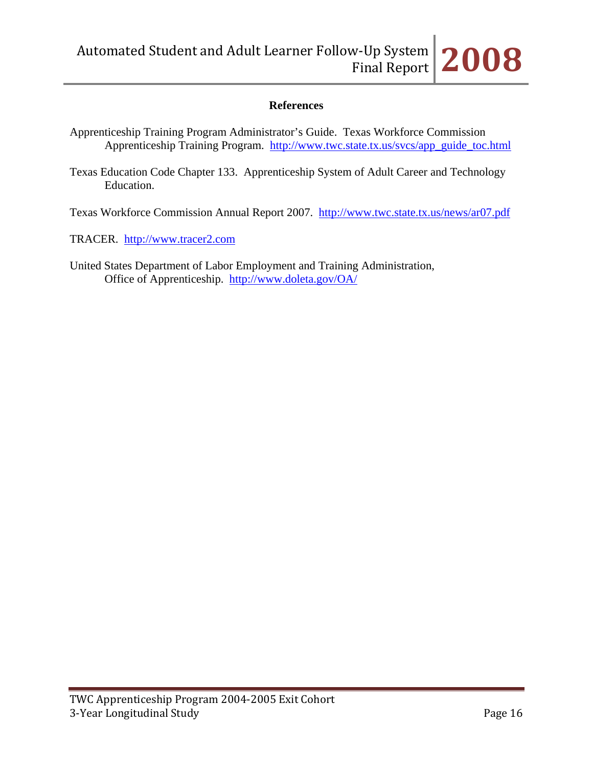## References

Apprenticeship Training Program Administrator's Guide. Texas Workforce Commission Apprenticeship Training Program. http://www.twc.state.tx.us/svcs/app_guide_toc.html

Texas Education Code Chapter 133. Apprenticeship System of Adult Career and Technology Education.

Texas Workforce Commission Annual Report 2007. http://www.twc.state.tx.us/news/ar07.pdf

TRACER. http://www.tracer2.com

United States Department of Labor Employment and Training Administration, Office of Apprenticeship. http://www.doleta.gov/OA/